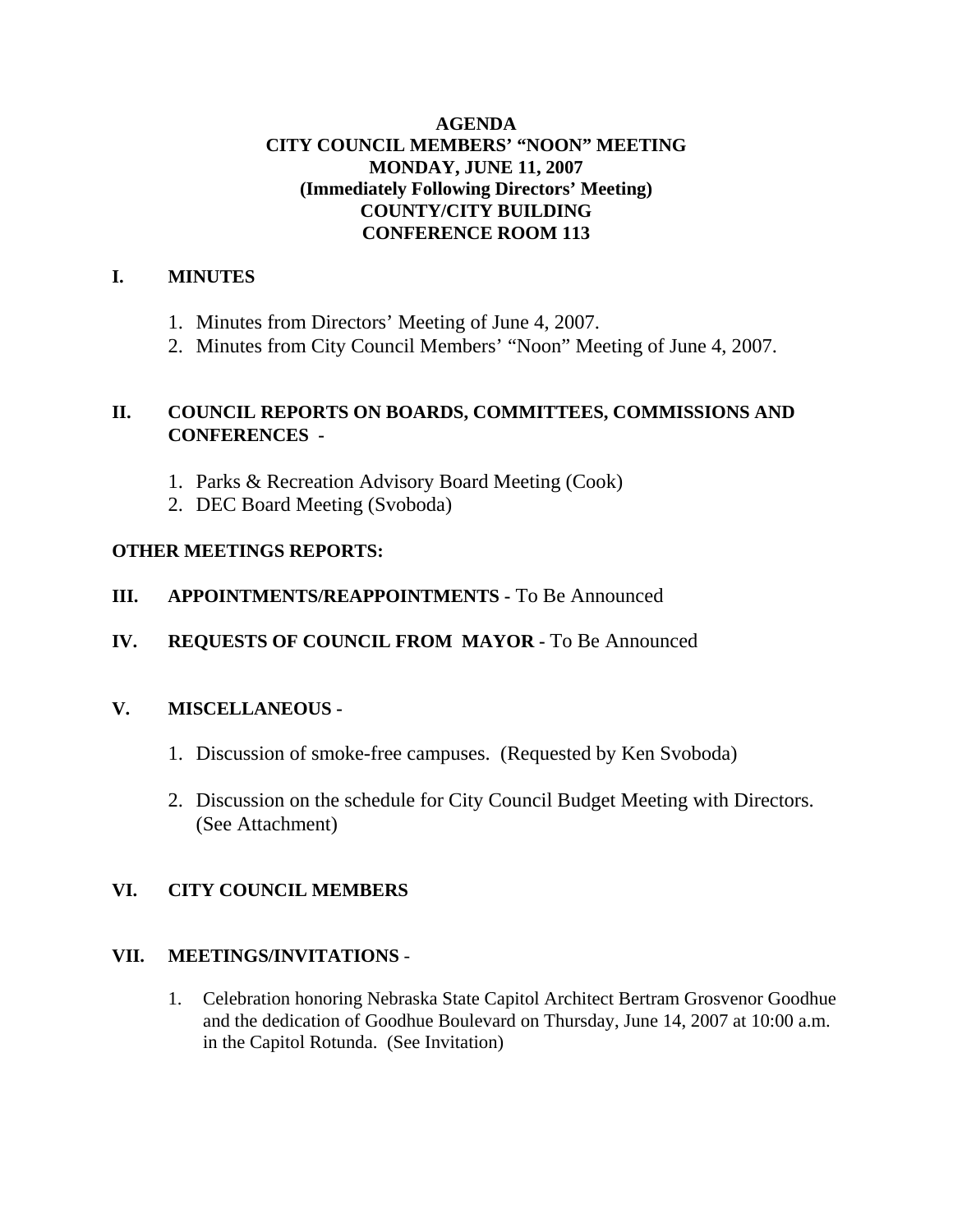# AGENDA
## CITY COUNCIL MEMBERS' "NOON" MEETING
## MONDAY, JUNE 11, 2007
## (Immediately Following Directors' Meeting)
## COUNTY/CITY BUILDING
## CONFERENCE ROOM 113

**I. MINUTES**

1. Minutes from Directors' Meeting of June 4, 2007.
2. Minutes from City Council Members' "Noon" Meeting of June 4, 2007.

**II. COUNCIL REPORTS ON BOARDS, COMMITTEES, COMMISSIONS AND CONFERENCES -**

1. Parks & Recreation Advisory Board Meeting (Cook)
2. DEC Board Meeting (Svoboda)

**OTHER MEETINGS REPORTS:**

**III. APPOINTMENTS/REAPPOINTMENTS -** To Be Announced

**IV. REQUESTS OF COUNCIL FROM MAYOR -** To Be Announced

**V. MISCELLANEOUS -**

1. Discussion of smoke-free campuses. (Requested by Ken Svoboda)

2. Discussion on the schedule for City Council Budget Meeting with Directors. (See Attachment)

**VI. CITY COUNCIL MEMBERS**

**VII. MEETINGS/INVITATIONS -**

1. Celebration honoring Nebraska State Capitol Architect Bertram Grosvenor Goodhue and the dedication of Goodhue Boulevard on Thursday, June 14, 2007 at 10:00 a.m. in the Capitol Rotunda. (See Invitation)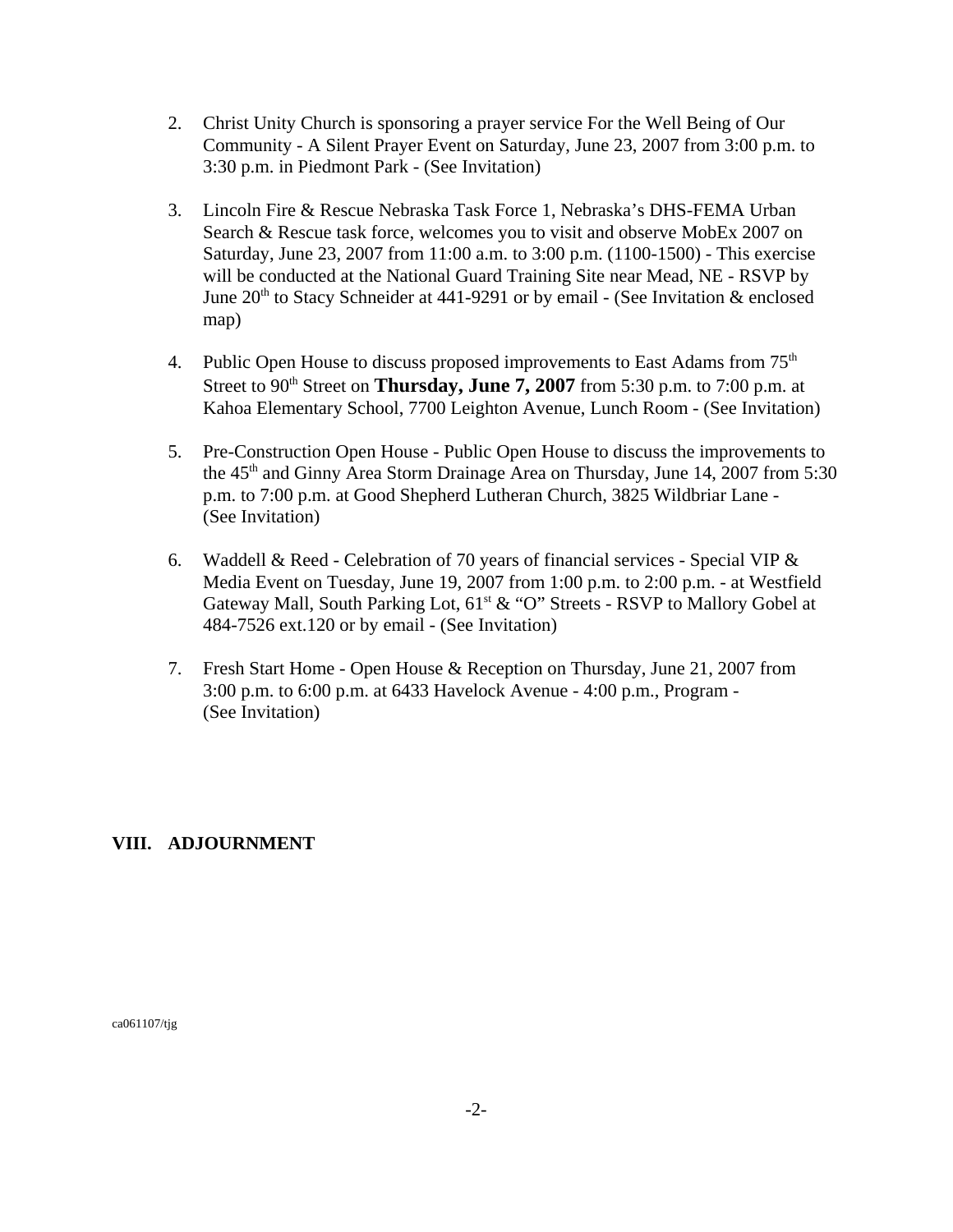2. Christ Unity Church is sponsoring a prayer service For the Well Being of Our Community - A Silent Prayer Event on Saturday, June 23, 2007 from 3:00 p.m. to 3:30 p.m. in Piedmont Park - (See Invitation)

3. Lincoln Fire & Rescue Nebraska Task Force 1, Nebraska's DHS-FEMA Urban Search & Rescue task force, welcomes you to visit and observe MobEx 2007 on Saturday, June 23, 2007 from 11:00 a.m. to 3:00 p.m. (1100-1500) - This exercise will be conducted at the National Guard Training Site near Mead, NE - RSVP by June 20th to Stacy Schneider at 441-9291 or by email - (See Invitation & enclosed map)

4. Public Open House to discuss proposed improvements to East Adams from 75th Street to 90th Street on **Thursday, June 7, 2007** from 5:30 p.m. to 7:00 p.m. at Kahoa Elementary School, 7700 Leighton Avenue, Lunch Room - (See Invitation)

5. Pre-Construction Open House - Public Open House to discuss the improvements to the 45th and Ginny Area Storm Drainage Area on Thursday, June 14, 2007 from 5:30 p.m. to 7:00 p.m. at Good Shepherd Lutheran Church, 3825 Wildbriar Lane - (See Invitation)

6. Waddell & Reed - Celebration of 70 years of financial services - Special VIP & Media Event on Tuesday, June 19, 2007 from 1:00 p.m. to 2:00 p.m. - at Westfield Gateway Mall, South Parking Lot, 61st & "O" Streets - RSVP to Mallory Gobel at 484-7526 ext.120 or by email - (See Invitation)

7. Fresh Start Home - Open House & Reception on Thursday, June 21, 2007 from 3:00 p.m. to 6:00 p.m. at 6433 Havelock Avenue - 4:00 p.m., Program - (See Invitation)

## VIII. ADJOURNMENT

ca061107/tjg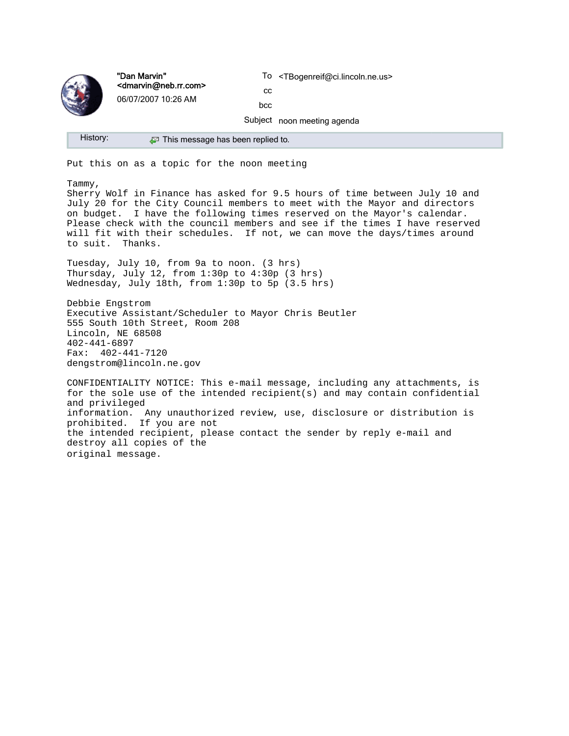"Dan Marvin" <dmarvin@neb.rr.com>
06/07/2007 10:26 AM

To <TBogenreif@ci.lincoln.ne.us>
cc
bcc
Subject noon meeting agenda

History: This message has been replied to.

Put this on as a topic for the noon meeting

Tammy,
Sherry Wolf in Finance has asked for 9.5 hours of time between July 10 and July 20 for the City Council members to meet with the Mayor and directors on budget. I have the following times reserved on the Mayor's calendar. Please check with the council members and see if the times I have reserved will fit with their schedules. If not, we can move the days/times around to suit. Thanks.

Tuesday, July 10, from 9a to noon. (3 hrs)
Thursday, July 12, from 1:30p to 4:30p (3 hrs)
Wednesday, July 18th, from 1:30p to 5p (3.5 hrs)

Debbie Engstrom
Executive Assistant/Scheduler to Mayor Chris Beutler
555 South 10th Street, Room 208
Lincoln, NE 68508
402-441-6897
Fax: 402-441-7120
dengstrom@lincoln.ne.gov

CONFIDENTIALITY NOTICE: This e-mail message, including any attachments, is for the sole use of the intended recipient(s) and may contain confidential and privileged information. Any unauthorized review, use, disclosure or distribution is prohibited. If you are not the intended recipient, please contact the sender by reply e-mail and destroy all copies of the original message.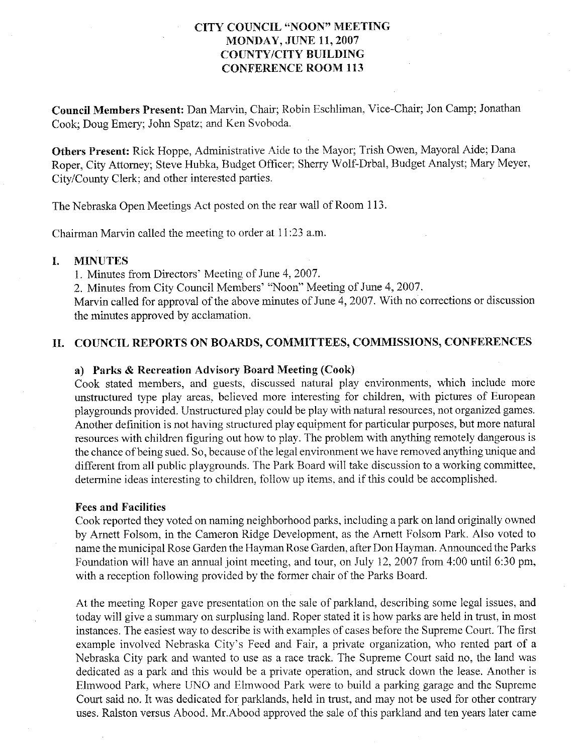**CITY COUNCIL "NOON" MEETING**
**MONDAY, JUNE 11, 2007**
**COUNTY/CITY BUILDING**
**CONFERENCE ROOM 113**

**Council Members Present:** Dan Marvin, Chair; Robin Eschliman, Vice-Chair; Jon Camp; Jonathan Cook; Doug Emery; John Spatz; and Ken Svoboda.

**Others Present:** Rick Hoppe, Administrative Aide to the Mayor; Trish Owen, Mayoral Aide; Dana Roper, City Attorney; Steve Hubka, Budget Officer; Sherry Wolf-Drbal, Budget Analyst; Mary Meyer, City/County Clerk; and other interested parties.

The Nebraska Open Meetings Act posted on the rear wall of Room 113.

Chairman Marvin called the meeting to order at 11:23 a.m.

## I. MINUTES

1. Minutes from Directors' Meeting of June 4, 2007.
2. Minutes from City Council Members' "Noon" Meeting of June 4, 2007.

Marvin called for approval of the above minutes of June 4, 2007. With no corrections or discussion the minutes approved by acclamation.

## II. COUNCIL REPORTS ON BOARDS, COMMITTEES, COMMISSIONS, CONFERENCES

### a) Parks & Recreation Advisory Board Meeting (Cook)

Cook stated members, and guests, discussed natural play environments, which include more unstructured type play areas, believed more interesting for children, with pictures of European playgrounds provided. Unstructured play could be play with natural resources, not organized games. Another definition is not having structured play equipment for particular purposes, but more natural resources with children figuring out how to play. The problem with anything remotely dangerous is the chance of being sued. So, because of the legal environment we have removed anything unique and different from all public playgrounds. The Park Board will take discussion to a working committee, determine ideas interesting to children, follow up items, and if this could be accomplished.

**Fees and Facilities**

Cook reported they voted on naming neighborhood parks, including a park on land originally owned by Arnett Folsom, in the Cameron Ridge Development, as the Arnett Folsom Park. Also voted to name the municipal Rose Garden the Hayman Rose Garden, after Don Hayman. Announced the Parks Foundation will have an annual joint meeting, and tour, on July 12, 2007 from 4:00 until 6:30 pm, with a reception following provided by the former chair of the Parks Board.

At the meeting Roper gave presentation on the sale of parkland, describing some legal issues, and today will give a summary on surplusing land. Roper stated it is how parks are held in trust, in most instances. The easiest way to describe is with examples of cases before the Supreme Court. The first example involved Nebraska City's Feed and Fair, a private organization, who rented part of a Nebraska City park and wanted to use as a race track. The Supreme Court said no, the land was dedicated as a park and this would be a private operation, and struck down the lease. Another is Elmwood Park, where UNO and Elmwood Park were to build a parking garage and the Supreme Court said no. It was dedicated for parklands, held in trust, and may not be used for other contrary uses. Ralston versus Abood. Mr.Abood approved the sale of this parkland and ten years later came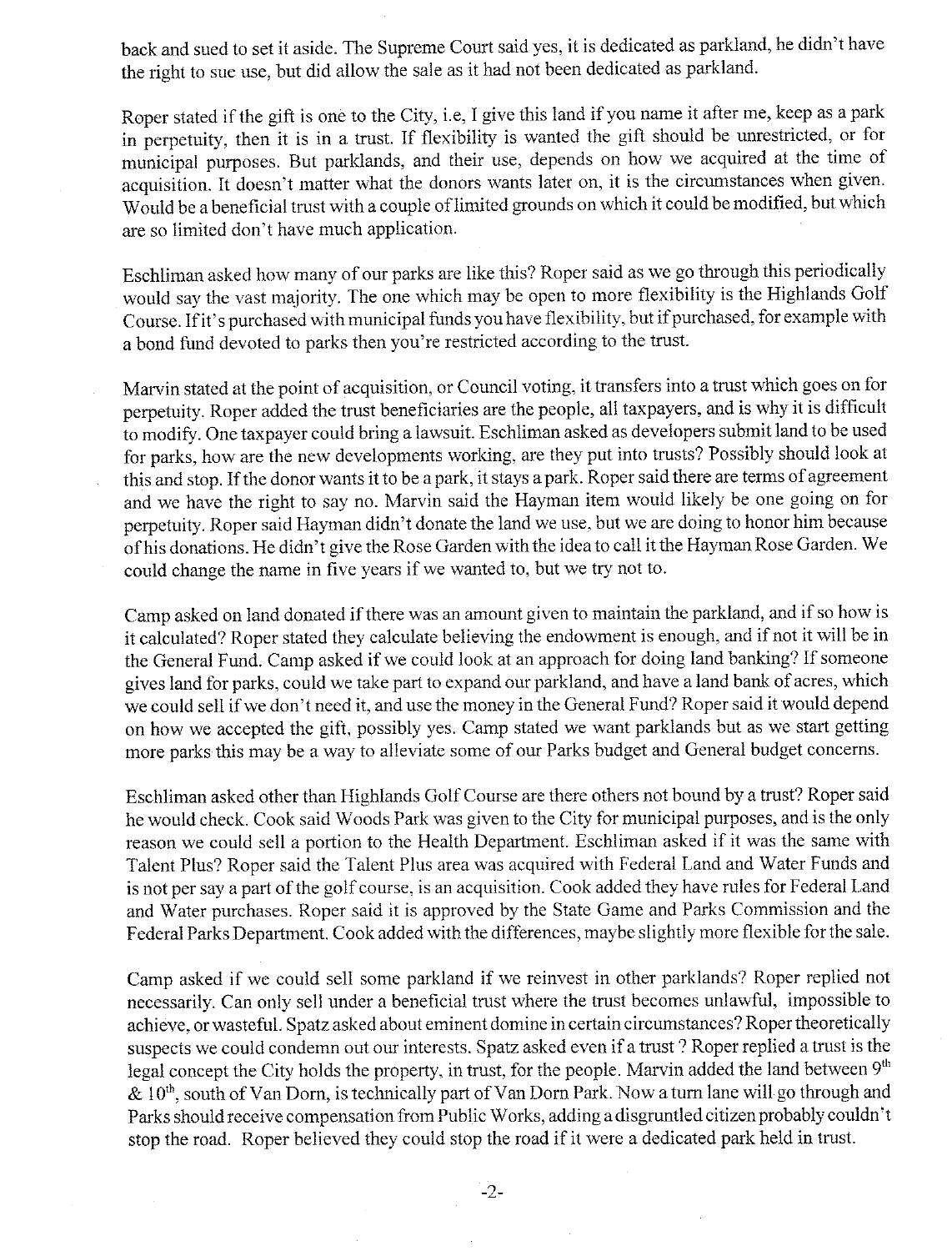back and sued to set it aside. The Supreme Court said yes, it is dedicated as parkland, he didn't have the right to sue use, but did allow the sale as it had not been dedicated as parkland.

Roper stated if the gift is one to the City, i.e, I give this land if you name it after me, keep as a park in perpetuity, then it is in a trust. If flexibility is wanted the gift should be unrestricted, or for municipal purposes. But parklands, and their use, depends on how we acquired at the time of acquisition. It doesn't matter what the donors wants later on, it is the circumstances when given. Would be a beneficial trust with a couple of limited grounds on which it could be modified, but which are so limited don't have much application.

Eschliman asked how many of our parks are like this? Roper said as we go through this periodically would say the vast majority. The one which may be open to more flexibility is the Highlands Golf Course. If it's purchased with municipal funds you have flexibility, but if purchased, for example with a bond fund devoted to parks then you're restricted according to the trust.

Marvin stated at the point of acquisition, or Council voting, it transfers into a trust which goes on for perpetuity. Roper added the trust beneficiaries are the people, all taxpayers, and is why it is difficult to modify. One taxpayer could bring a lawsuit. Eschliman asked as developers submit land to be used for parks, how are the new developments working, are they put into trusts? Possibly should look at this and stop. If the donor wants it to be a park, it stays a park. Roper said there are terms of agreement and we have the right to say no. Marvin said the Hayman item would likely be one going on for perpetuity. Roper said Hayman didn't donate the land we use, but we are doing to honor him because of his donations. He didn't give the Rose Garden with the idea to call it the Hayman Rose Garden. We could change the name in five years if we wanted to, but we try not to.

Camp asked on land donated if there was an amount given to maintain the parkland, and if so how is it calculated? Roper stated they calculate believing the endowment is enough, and if not it will be in the General Fund. Camp asked if we could look at an approach for doing land banking? If someone gives land for parks, could we take part to expand our parkland, and have a land bank of acres, which we could sell if we don't need it, and use the money in the General Fund? Roper said it would depend on how we accepted the gift, possibly yes. Camp stated we want parklands but as we start getting more parks this may be a way to alleviate some of our Parks budget and General budget concerns.

Eschliman asked other than Highlands Golf Course are there others not bound by a trust? Roper said he would check. Cook said Woods Park was given to the City for municipal purposes, and is the only reason we could sell a portion to the Health Department. Eschliman asked if it was the same with Talent Plus? Roper said the Talent Plus area was acquired with Federal Land and Water Funds and is not per say a part of the golf course, is an acquisition. Cook added they have rules for Federal Land and Water purchases. Roper said it is approved by the State Game and Parks Commission and the Federal Parks Department. Cook added with the differences, maybe slightly more flexible for the sale.

Camp asked if we could sell some parkland if we reinvest in other parklands? Roper replied not necessarily. Can only sell under a beneficial trust where the trust becomes unlawful, impossible to achieve, or wasteful. Spatz asked about eminent domine in certain circumstances? Roper theoretically suspects we could condemn out our interests. Spatz asked even if a trust? Roper replied a trust is the legal concept the City holds the property, in trust, for the people. Marvin added the land between 9th & 10th, south of Van Dorn, is technically part of Van Dorn Park. Now a turn lane will go through and Parks should receive compensation from Public Works, adding a disgruntled citizen probably couldn't stop the road. Roper believed they could stop the road if it were a dedicated park held in trust.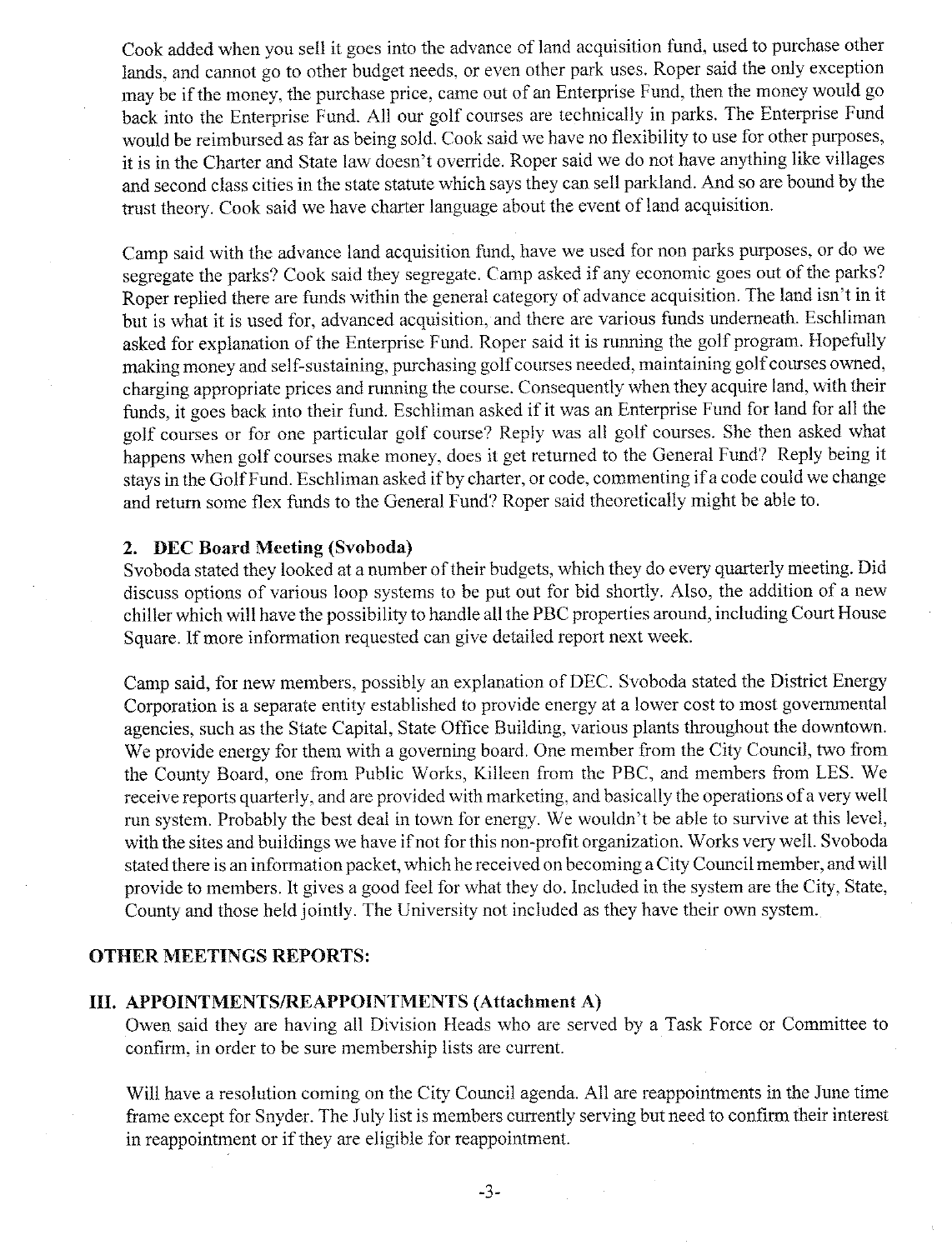Cook added when you sell it goes into the advance of land acquisition fund, used to purchase other lands, and cannot go to other budget needs, or even other park uses. Roper said the only exception may be if the money, the purchase price, came out of an Enterprise Fund, then the money would go back into the Enterprise Fund. All our golf courses are technically in parks. The Enterprise Fund would be reimbursed as far as being sold. Cook said we have no flexibility to use for other purposes, it is in the Charter and State law doesn't override. Roper said we do not have anything like villages and second class cities in the state statute which says they can sell parkland. And so are bound by the trust theory. Cook said we have charter language about the event of land acquisition.

Camp said with the advance land acquisition fund, have we used for non parks purposes, or do we segregate the parks? Cook said they segregate. Camp asked if any economic goes out of the parks? Roper replied there are funds within the general category of advance acquisition. The land isn't in it but is what it is used for, advanced acquisition, and there are various funds underneath. Eschliman asked for explanation of the Enterprise Fund. Roper said it is running the golf program. Hopefully making money and self-sustaining, purchasing golf courses needed, maintaining golf courses owned, charging appropriate prices and running the course. Consequently when they acquire land, with their funds, it goes back into their fund. Eschliman asked if it was an Enterprise Fund for land for all the golf courses or for one particular golf course? Reply was all golf courses. She then asked what happens when golf courses make money, does it get returned to the General Fund? Reply being it stays in the Golf Fund. Eschliman asked if by charter, or code, commenting if a code could we change and return some flex funds to the General Fund? Roper said theoretically might be able to.

### 2. DEC Board Meeting (Svoboda)

Svoboda stated they looked at a number of their budgets, which they do every quarterly meeting. Did discuss options of various loop systems to be put out for bid shortly. Also, the addition of a new chiller which will have the possibility to handle all the PBC properties around, including Court House Square. If more information requested can give detailed report next week.

Camp said, for new members, possibly an explanation of DEC. Svoboda stated the District Energy Corporation is a separate entity established to provide energy at a lower cost to most governmental agencies, such as the State Capital, State Office Building, various plants throughout the downtown. We provide energy for them with a governing board. One member from the City Council, two from the County Board, one from Public Works, Killeen from the PBC, and members from LES. We receive reports quarterly, and are provided with marketing, and basically the operations of a very well run system. Probably the best deal in town for energy. We wouldn't be able to survive at this level, with the sites and buildings we have if not for this non-profit organization. Works very well. Svoboda stated there is an information packet, which he received on becoming a City Council member, and will provide to members. It gives a good feel for what they do. Included in the system are the City, State, County and those held jointly. The University not included as they have their own system.

## OTHER MEETINGS REPORTS:

## III. APPOINTMENTS/REAPPOINTMENTS (Attachment A)

Owen said they are having all Division Heads who are served by a Task Force or Committee to confirm, in order to be sure membership lists are current.

Will have a resolution coming on the City Council agenda. All are reappointments in the June time frame except for Snyder. The July list is members currently serving but need to confirm their interest in reappointment or if they are eligible for reappointment.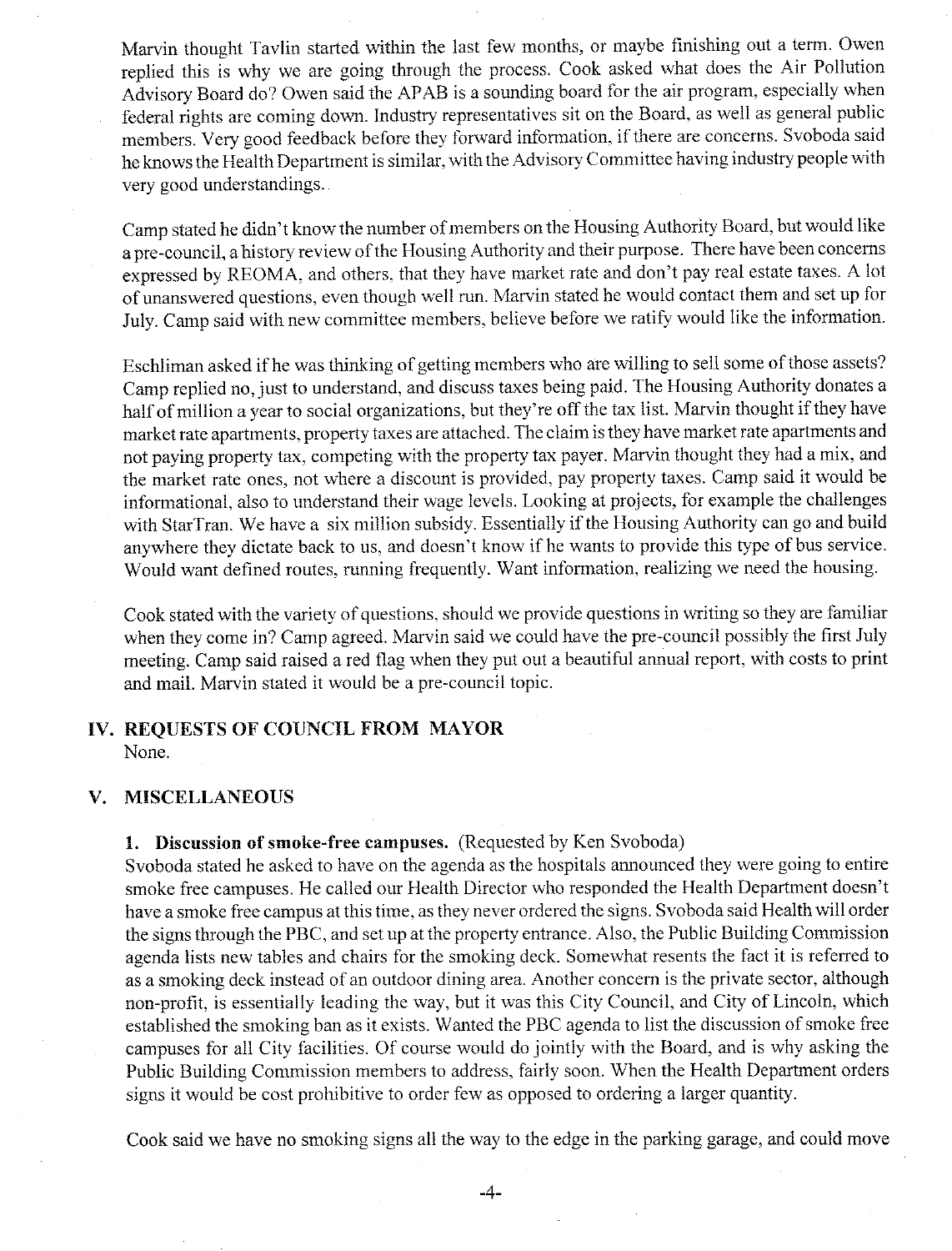Marvin thought Tavlin started within the last few months, or maybe finishing out a term. Owen replied this is why we are going through the process. Cook asked what does the Air Pollution Advisory Board do? Owen said the APAB is a sounding board for the air program, especially when federal rights are coming down. Industry representatives sit on the Board, as well as general public members. Very good feedback before they forward information, if there are concerns. Svoboda said he knows the Health Department is similar, with the Advisory Committee having industry people with very good understandings.

Camp stated he didn't know the number of members on the Housing Authority Board, but would like a pre-council, a history review of the Housing Authority and their purpose. There have been concerns expressed by REOMA, and others, that they have market rate and don't pay real estate taxes. A lot of unanswered questions, even though well run. Marvin stated he would contact them and set up for July. Camp said with new committee members, believe before we ratify would like the information.

Eschliman asked if he was thinking of getting members who are willing to sell some of those assets? Camp replied no, just to understand, and discuss taxes being paid. The Housing Authority donates a half of million a year to social organizations, but they're off the tax list. Marvin thought if they have market rate apartments, property taxes are attached. The claim is they have market rate apartments and not paying property tax, competing with the property tax payer. Marvin thought they had a mix, and the market rate ones, not where a discount is provided, pay property taxes. Camp said it would be informational, also to understand their wage levels. Looking at projects, for example the challenges with StarTran. We have a six million subsidy. Essentially if the Housing Authority can go and build anywhere they dictate back to us, and doesn't know if he wants to provide this type of bus service. Would want defined routes, running frequently. Want information, realizing we need the housing.

Cook stated with the variety of questions, should we provide questions in writing so they are familiar when they come in? Camp agreed. Marvin said we could have the pre-council possibly the first July meeting. Camp said raised a red flag when they put out a beautiful annual report, with costs to print and mail. Marvin stated it would be a pre-council topic.

## IV. REQUESTS OF COUNCIL FROM MAYOR

None.

## V. MISCELLANEOUS

**1. Discussion of smoke-free campuses.** (Requested by Ken Svoboda)

Svoboda stated he asked to have on the agenda as the hospitals announced they were going to entire smoke free campuses. He called our Health Director who responded the Health Department doesn't have a smoke free campus at this time, as they never ordered the signs. Svoboda said Health will order the signs through the PBC, and set up at the property entrance. Also, the Public Building Commission agenda lists new tables and chairs for the smoking deck. Somewhat resents the fact it is referred to as a smoking deck instead of an outdoor dining area. Another concern is the private sector, although non-profit, is essentially leading the way, but it was this City Council, and City of Lincoln, which established the smoking ban as it exists. Wanted the PBC agenda to list the discussion of smoke free campuses for all City facilities. Of course would do jointly with the Board, and is why asking the Public Building Commission members to address, fairly soon. When the Health Department orders signs it would be cost prohibitive to order few as opposed to ordering a larger quantity.

Cook said we have no smoking signs all the way to the edge in the parking garage, and could move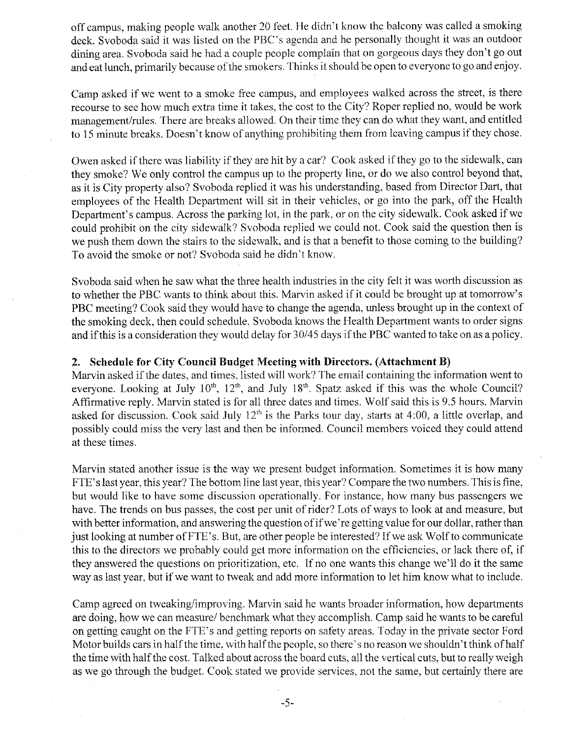off campus, making people walk another 20 feet. He didn't know the balcony was called a smoking deck. Svoboda said it was listed on the PBC's agenda and he personally thought it was an outdoor dining area. Svoboda said he had a couple people complain that on gorgeous days they don't go out and eat lunch, primarily because of the smokers. Thinks it should be open to everyone to go and enjoy.

Camp asked if we went to a smoke free campus, and employees walked across the street, is there recourse to see how much extra time it takes, the cost to the City? Roper replied no, would be work management/rules. There are breaks allowed. On their time they can do what they want, and entitled to 15 minute breaks. Doesn't know of anything prohibiting them from leaving campus if they chose.

Owen asked if there was liability if they are hit by a car? Cook asked if they go to the sidewalk, can they smoke? We only control the campus up to the property line, or do we also control beyond that, as it is City property also? Svoboda replied it was his understanding, based from Director Dart, that employees of the Health Department will sit in their vehicles, or go into the park, off the Health Department's campus. Across the parking lot, in the park, or on the city sidewalk. Cook asked if we could prohibit on the city sidewalk? Svoboda replied we could not. Cook said the question then is we push them down the stairs to the sidewalk, and is that a benefit to those coming to the building? To avoid the smoke or not? Svoboda said he didn't know.

Svoboda said when he saw what the three health industries in the city felt it was worth discussion as to whether the PBC wants to think about this. Marvin asked if it could be brought up at tomorrow's PBC meeting? Cook said they would have to change the agenda, unless brought up in the context of the smoking deck, then could schedule. Svoboda knows the Health Department wants to order signs and if this is a consideration they would delay for 30/45 days if the PBC wanted to take on as a policy.

**2. Schedule for City Council Budget Meeting with Directors. (Attachment B)**

Marvin asked if the dates, and times, listed will work? The email containing the information went to everyone. Looking at July 10th, 12th, and July 18th. Spatz asked if this was the whole Council? Affirmative reply. Marvin stated is for all three dates and times. Wolf said this is 9.5 hours. Marvin asked for discussion. Cook said July 12th is the Parks tour day, starts at 4:00, a little overlap, and possibly could miss the very last and then be informed. Council members voiced they could attend at these times.

Marvin stated another issue is the way we present budget information. Sometimes it is how many FTE's last year, this year? The bottom line last year, this year? Compare the two numbers. This is fine, but would like to have some discussion operationally. For instance, how many bus passengers we have. The trends on bus passes, the cost per unit of rider? Lots of ways to look at and measure, but with better information, and answering the question of if we're getting value for our dollar, rather than just looking at number of FTE's. But, are other people be interested? If we ask Wolf to communicate this to the directors we probably could get more information on the efficiencies, or lack there of, if they answered the questions on prioritization, etc. If no one wants this change we'll do it the same way as last year, but if we want to tweak and add more information to let him know what to include.

Camp agreed on tweaking/improving. Marvin said he wants broader information, how departments are doing, how we can measure/ benchmark what they accomplish. Camp said he wants to be careful on getting caught on the FTE's and getting reports on safety areas. Today in the private sector Ford Motor builds cars in half the time, with half the people, so there's no reason we shouldn't think of half the time with half the cost. Talked about across the board cuts, all the vertical cuts, but to really weigh as we go through the budget. Cook stated we provide services, not the same, but certainly there are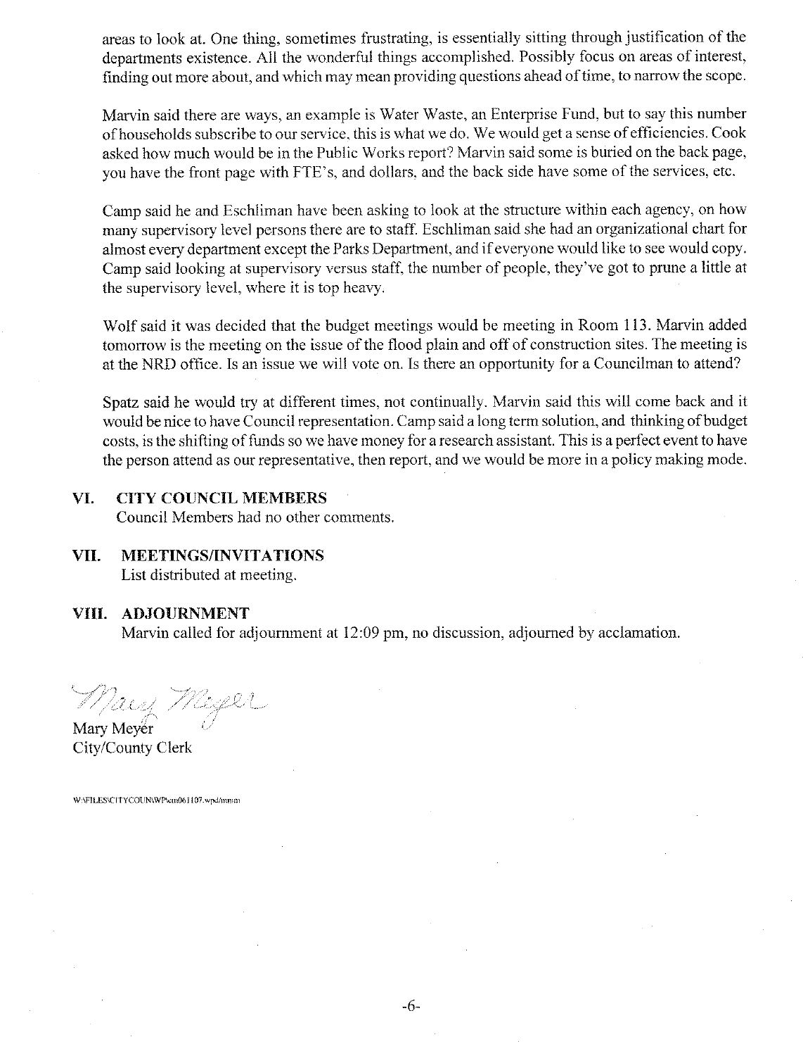areas to look at. One thing, sometimes frustrating, is essentially sitting through justification of the departments existence. All the wonderful things accomplished. Possibly focus on areas of interest, finding out more about, and which may mean providing questions ahead of time, to narrow the scope.

Marvin said there are ways, an example is Water Waste, an Enterprise Fund, but to say this number of households subscribe to our service, this is what we do. We would get a sense of efficiencies. Cook asked how much would be in the Public Works report? Marvin said some is buried on the back page, you have the front page with FTE's, and dollars, and the back side have some of the services, etc.

Camp said he and Eschliman have been asking to look at the structure within each agency, on how many supervisory level persons there are to staff. Eschliman said she had an organizational chart for almost every department except the Parks Department, and if everyone would like to see would copy. Camp said looking at supervisory versus staff, the number of people, they've got to prune a little at the supervisory level, where it is top heavy.

Wolf said it was decided that the budget meetings would be meeting in Room 113. Marvin added tomorrow is the meeting on the issue of the flood plain and off of construction sites. The meeting is at the NRD office. Is an issue we will vote on. Is there an opportunity for a Councilman to attend?

Spatz said he would try at different times, not continually. Marvin said this will come back and it would be nice to have Council representation. Camp said a long term solution, and thinking of budget costs, is the shifting of funds so we have money for a research assistant. This is a perfect event to have the person attend as our representative, then report, and we would be more in a policy making mode.

## VI. CITY COUNCIL MEMBERS

Council Members had no other comments.

## VII. MEETINGS/INVITATIONS

List distributed at meeting.

## VIII. ADJOURNMENT

Marvin called for adjournment at 12:09 pm, no discussion, adjourned by acclamation.

Mary Meyer
City/County Clerk

W:\FILES\CITYCOUN\WP\cm061107.wpd/mmm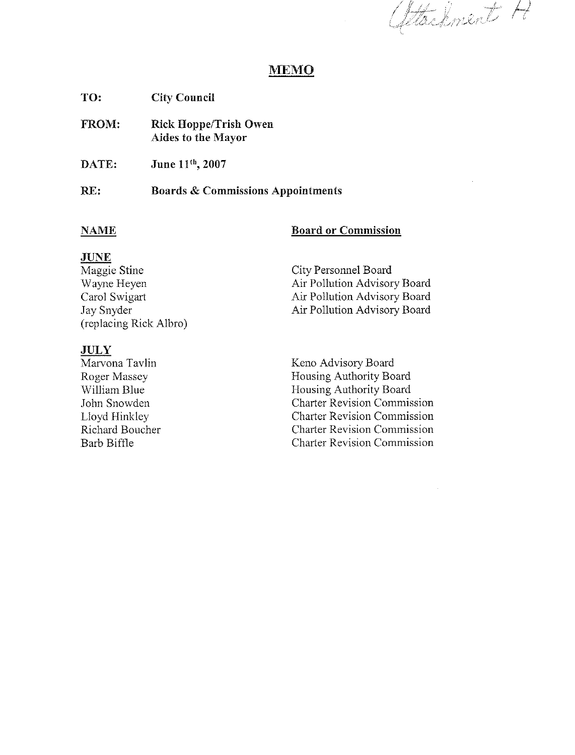Attachment A

# MEMO

**TO:** City Council

**FROM:** Rick Hoppe/Trish Owen
Aides to the Mayor

**DATE:** June 11th, 2007

**RE:** Boards & Commissions Appointments

| NAME | Board or Commission |
|---|---|
| **JUNE** | |
| Maggie Stine | City Personnel Board |
| Wayne Heyen | Air Pollution Advisory Board |
| Carol Swigart | Air Pollution Advisory Board |
| Jay Snyder (replacing Rick Albro) | Air Pollution Advisory Board |
| **JULY** | |
| Marvona Tavlin | Keno Advisory Board |
| Roger Massey | Housing Authority Board |
| William Blue | Housing Authority Board |
| John Snowden | Charter Revision Commission |
| Lloyd Hinkley | Charter Revision Commission |
| Richard Boucher | Charter Revision Commission |
| Barb Biffle | Charter Revision Commission |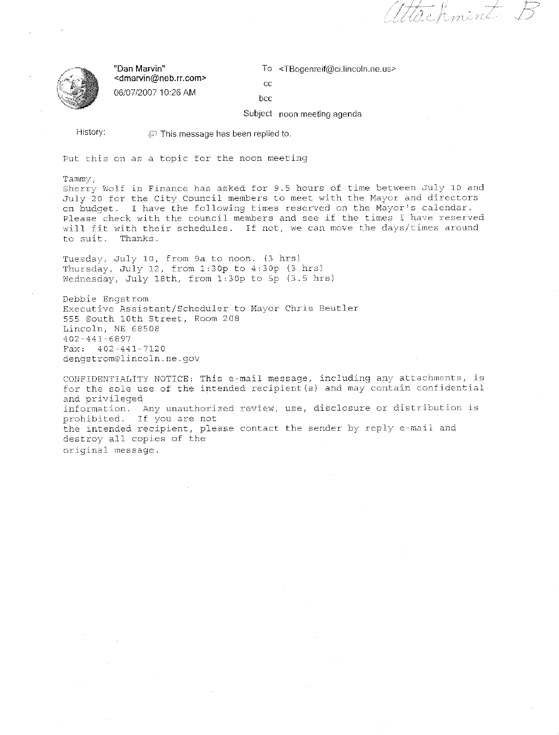*Attachment B*

"Dan Marvin"
<dmarvin@neb.rr.com>
06/07/2007 10:26 AM

To <TBogenreif@ci.lincoln.ne.us>

cc

bcc

Subject noon meeting agenda

History: This message has been replied to.

Put this on as a topic for the noon meeting

Tammy,
Sherry Wolf in Finance has asked for 9.5 hours of time between July 10 and July 20 for the City Council members to meet with the Mayor and directors on budget. I have the following times reserved on the Mayor's calendar. Please check with the council members and see if the times I have reserved will fit with their schedules. If not, we can move the days/times around to suit. Thanks.

Tuesday, July 10, from 9a to noon. (3 hrs)
Thursday, July 12, from 1:30p to 4:30p (3 hrs)
Wednesday, July 18th, from 1:30p to 5p (3.5 hrs)

Debbie Engstrom
Executive Assistant/Scheduler to Mayor Chris Beutler
555 South 10th Street, Room 208
Lincoln, NE 68508
402-441-6897
Fax: 402-441-7120
dengstrom@lincoln.ne.gov

CONFIDENTIALITY NOTICE: This e-mail message, including any attachments, is for the sole use of the intended recipient(s) and may contain confidential and privileged
information. Any unauthorized review, use, disclosure or distribution is prohibited. If you are not
the intended recipient, please contact the sender by reply e-mail and destroy all copies of the
original message.